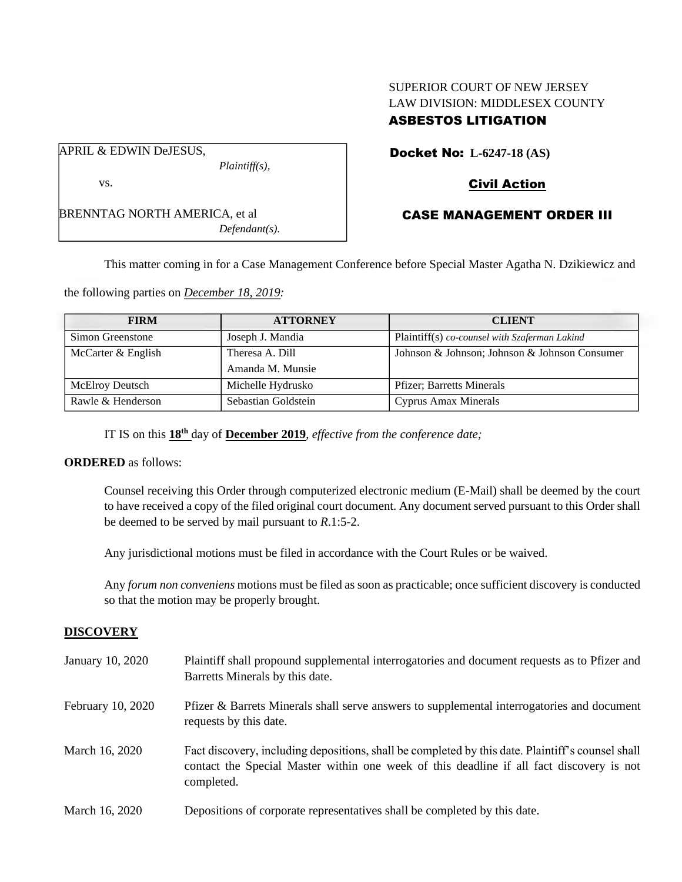SUPERIOR COURT OF NEW JERSEY
LAW DIVISION: MIDDLESEX COUNTY
**ASBESTOS LITIGATION**

APRIL & EDWIN DeJESUS,
*Plaintiff(s),*

vs.

BRENNTAG NORTH AMERICA, et al
*Defendant(s).*

**Docket No: L-6247-18 (AS)**

**Civil Action**

**CASE MANAGEMENT ORDER III**

This matter coming in for a Case Management Conference before Special Master Agatha N. Dzikiewicz and the following parties on ***December 18, 2019:***

| FIRM | ATTORNEY | CLIENT |
|---|---|---|
| Simon Greenstone | Joseph J. Mandia | Plaintiff(s) *co-counsel with Szaferman Lakind* |
| McCarter & English | Theresa A. Dill<br>Amanda M. Munsie | Johnson & Johnson; Johnson & Johnson Consumer |
| McElroy Deutsch | Michelle Hydrusko | Pfizer; Barretts Minerals |
| Rawle & Henderson | Sebastian Goldstein | Cyprus Amax Minerals |

IT IS on this **18th** day of **December 2019**, *effective from the conference date;*

**ORDERED** as follows:

Counsel receiving this Order through computerized electronic medium (E-Mail) shall be deemed by the court to have received a copy of the filed original court document. Any document served pursuant to this Order shall be deemed to be served by mail pursuant to *R*.1:5-2.

Any jurisdictional motions must be filed in accordance with the Court Rules or be waived.

Any *forum non conveniens* motions must be filed as soon as practicable; once sufficient discovery is conducted so that the motion may be properly brought.

## DISCOVERY

January 10, 2020 — Plaintiff shall propound supplemental interrogatories and document requests as to Pfizer and Barretts Minerals by this date.

February 10, 2020 — Pfizer & Barrets Minerals shall serve answers to supplemental interrogatories and document requests by this date.

March 16, 2020 — Fact discovery, including depositions, shall be completed by this date. Plaintiff's counsel shall contact the Special Master within one week of this deadline if all fact discovery is not completed.

March 16, 2020 — Depositions of corporate representatives shall be completed by this date.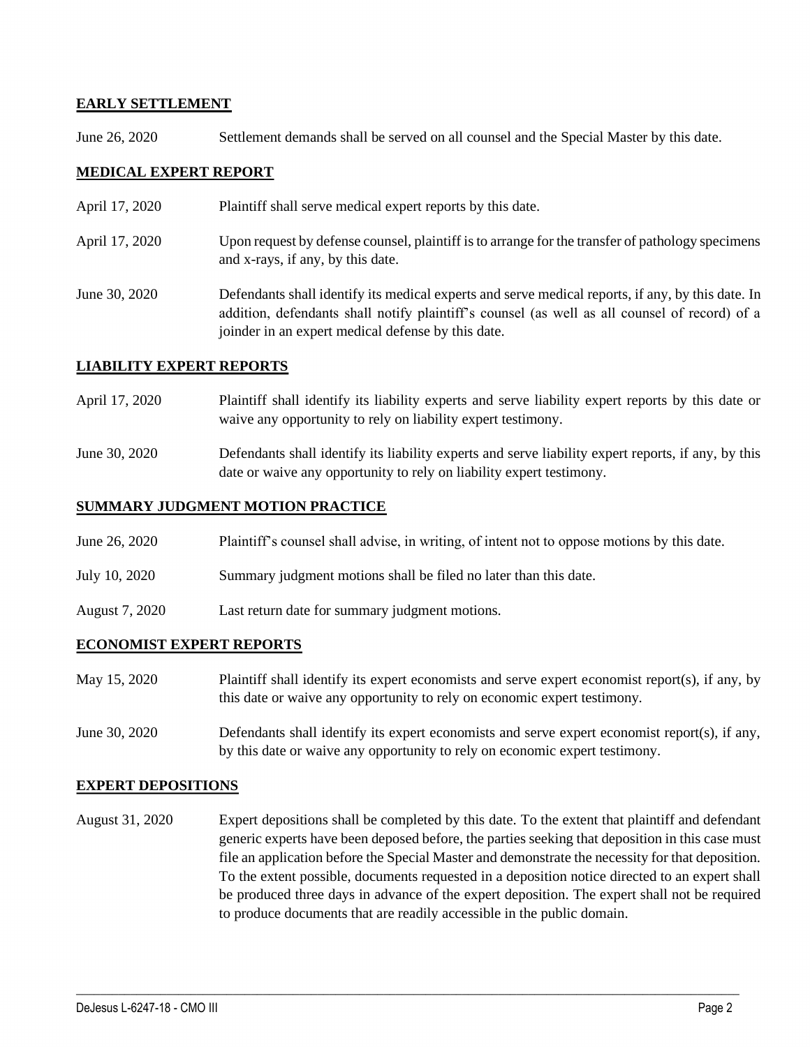**EARLY SETTLEMENT**

June 26, 2020 Settlement demands shall be served on all counsel and the Special Master by this date.

**MEDICAL EXPERT REPORT**

April 17, 2020 Plaintiff shall serve medical expert reports by this date.

April 17, 2020 Upon request by defense counsel, plaintiff is to arrange for the transfer of pathology specimens and x-rays, if any, by this date.

June 30, 2020 Defendants shall identify its medical experts and serve medical reports, if any, by this date. In addition, defendants shall notify plaintiff's counsel (as well as all counsel of record) of a joinder in an expert medical defense by this date.

**LIABILITY EXPERT REPORTS**

April 17, 2020 Plaintiff shall identify its liability experts and serve liability expert reports by this date or waive any opportunity to rely on liability expert testimony.

June 30, 2020 Defendants shall identify its liability experts and serve liability expert reports, if any, by this date or waive any opportunity to rely on liability expert testimony.

**SUMMARY JUDGMENT MOTION PRACTICE**

June 26, 2020 Plaintiff's counsel shall advise, in writing, of intent not to oppose motions by this date.

July 10, 2020 Summary judgment motions shall be filed no later than this date.

August 7, 2020 Last return date for summary judgment motions.

**ECONOMIST EXPERT REPORTS**

May 15, 2020 Plaintiff shall identify its expert economists and serve expert economist report(s), if any, by this date or waive any opportunity to rely on economic expert testimony.

June 30, 2020 Defendants shall identify its expert economists and serve expert economist report(s), if any, by this date or waive any opportunity to rely on economic expert testimony.

**EXPERT DEPOSITIONS**

August 31, 2020 Expert depositions shall be completed by this date. To the extent that plaintiff and defendant generic experts have been deposed before, the parties seeking that deposition in this case must file an application before the Special Master and demonstrate the necessity for that deposition. To the extent possible, documents requested in a deposition notice directed to an expert shall be produced three days in advance of the expert deposition. The expert shall not be required to produce documents that are readily accessible in the public domain.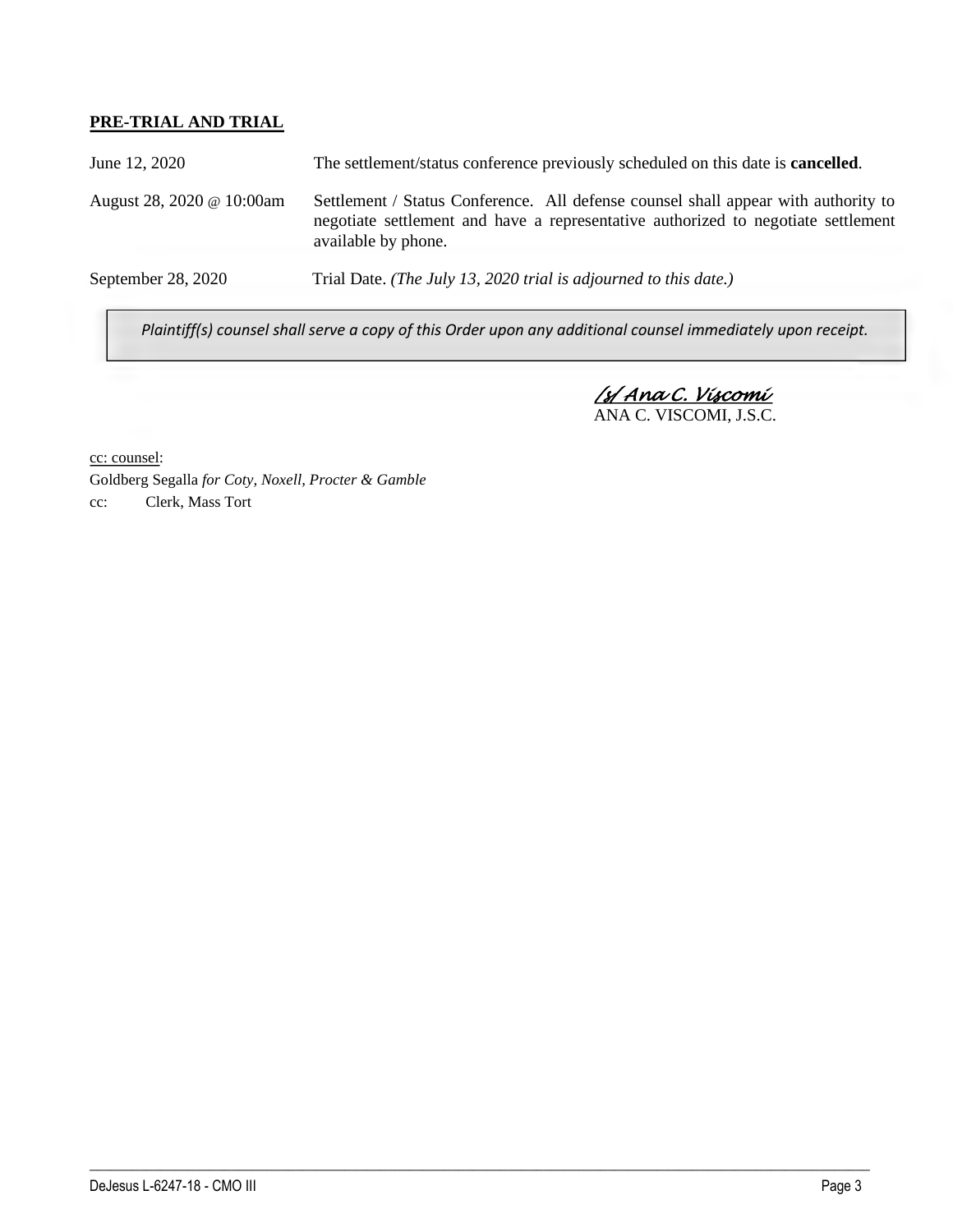**PRE-TRIAL AND TRIAL**

| | |
|---|---|
| June 12, 2020 | The settlement/status conference previously scheduled on this date is **cancelled**. |
| August 28, 2020 @ 10:00am | Settlement / Status Conference. All defense counsel shall appear with authority to negotiate settlement and have a representative authorized to negotiate settlement available by phone. |
| September 28, 2020 | Trial Date. *(The July 13, 2020 trial is adjourned to this date.)* |

*Plaintiff(s) counsel shall serve a copy of this Order upon any additional counsel immediately upon receipt.*

/s/ Ana C. Viscomi
ANA C. VISCOMI, J.S.C.

cc: counsel:
Goldberg Segalla *for Coty, Noxell, Procter & Gamble*
cc: Clerk, Mass Tort

DeJesus L-6247-18 - CMO III